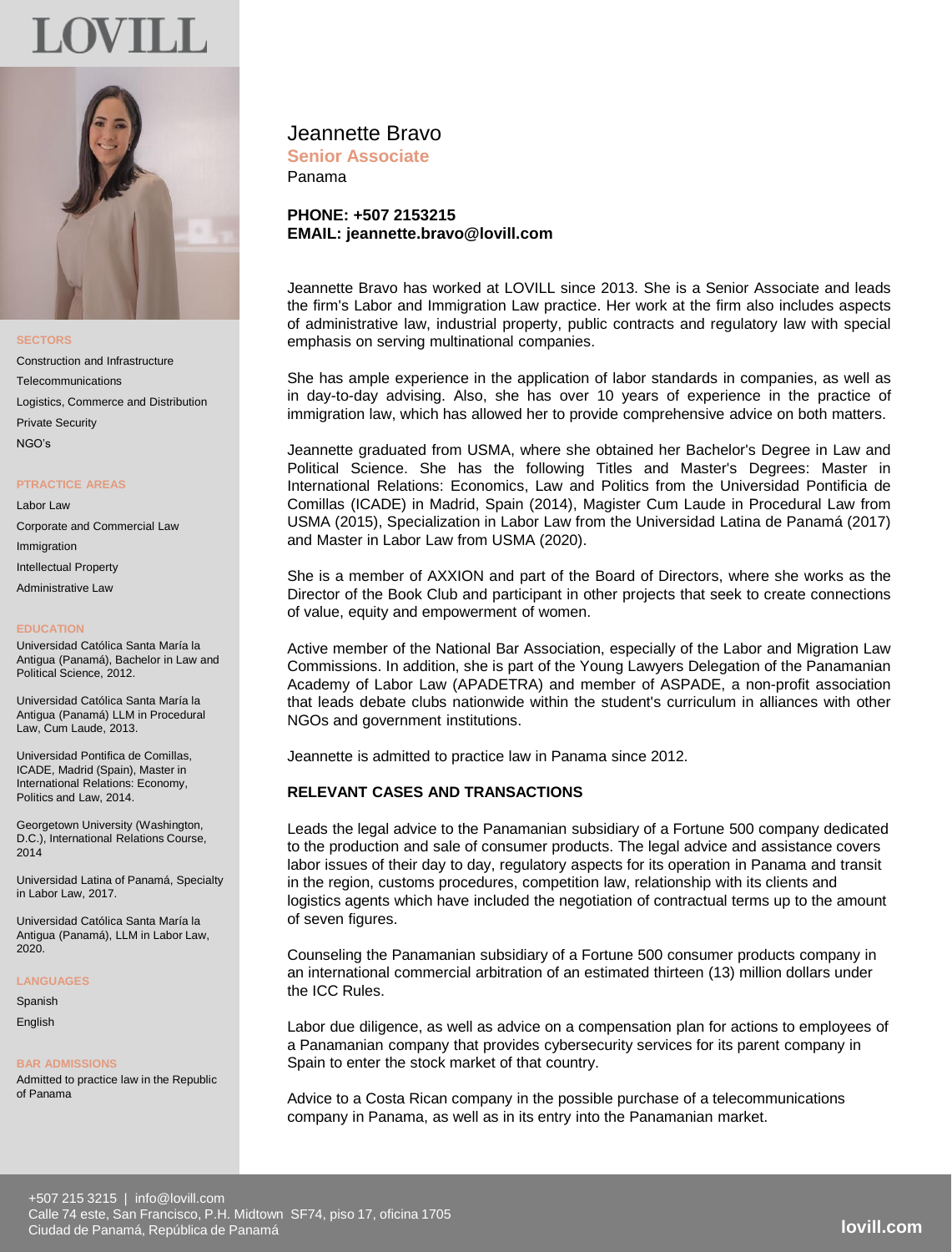# LOVILL

### SECTORS

Construction and Infrastructure

Telecommunications

Logistics, Commerce and Distribution

Private Security

NGO's

### PTRACTICE AREAS

Labor Law

Corporate and Commercial Law

Immigration

Intellectual Property

Administrative Law

### EDUCATION

Universidad Católica Santa María la Antigua (Panamá), Bachelor in Law and Political Science, 2012.

Universidad Católica Santa María la Antigua (Panamá) LLM in Procedural Law, Cum Laude, 2013.

Universidad Pontifica de Comillas, ICADE, Madrid (Spain), Master in International Relations: Economy, Politics and Law, 2014.

Georgetown University (Washington, D.C.), International Relations Course, 2014

Universidad Latina of Panamá, Specialty in Labor Law, 2017.

Universidad Católica Santa María la Antigua (Panamá), LLM in Labor Law, 2020.

### LANGUAGES

Spanish

English

### BAR ADMISSIONS

Admitted to practice law in the Republic of Panama

# Jeannette Bravo

**Senior Associate**

Panama

**PHONE: +507 2153215**
**EMAIL: jeannette.bravo@lovill.com**

Jeannette Bravo has worked at LOVILL since 2013. She is a Senior Associate and leads the firm's Labor and Immigration Law practice. Her work at the firm also includes aspects of administrative law, industrial property, public contracts and regulatory law with special emphasis on serving multinational companies.

She has ample experience in the application of labor standards in companies, as well as in day-to-day advising. Also, she has over 10 years of experience in the practice of immigration law, which has allowed her to provide comprehensive advice on both matters.

Jeannette graduated from USMA, where she obtained her Bachelor's Degree in Law and Political Science. She has the following Titles and Master's Degrees: Master in International Relations: Economics, Law and Politics from the Universidad Pontificia de Comillas (ICADE) in Madrid, Spain (2014), Magister Cum Laude in Procedural Law from USMA (2015), Specialization in Labor Law from the Universidad Latina de Panamá (2017) and Master in Labor Law from USMA (2020).

She is a member of AXXION and part of the Board of Directors, where she works as the Director of the Book Club and participant in other projects that seek to create connections of value, equity and empowerment of women.

Active member of the National Bar Association, especially of the Labor and Migration Law Commissions. In addition, she is part of the Young Lawyers Delegation of the Panamanian Academy of Labor Law (APADETRA) and member of ASPADE, a non-profit association that leads debate clubs nationwide within the student's curriculum in alliances with other NGOs and government institutions.

Jeannette is admitted to practice law in Panama since 2012.

## RELEVANT CASES AND TRANSACTIONS

Leads the legal advice to the Panamanian subsidiary of a Fortune 500 company dedicated to the production and sale of consumer products. The legal advice and assistance covers labor issues of their day to day, regulatory aspects for its operation in Panama and transit in the region, customs procedures, competition law, relationship with its clients and logistics agents which have included the negotiation of contractual terms up to the amount of seven figures.

Counseling the Panamanian subsidiary of a Fortune 500 consumer products company in an international commercial arbitration of an estimated thirteen (13) million dollars under the ICC Rules.

Labor due diligence, as well as advice on a compensation plan for actions to employees of a Panamanian company that provides cybersecurity services for its parent company in Spain to enter the stock market of that country.

Advice to a Costa Rican company in the possible purchase of a telecommunications company in Panama, as well as in its entry into the Panamanian market.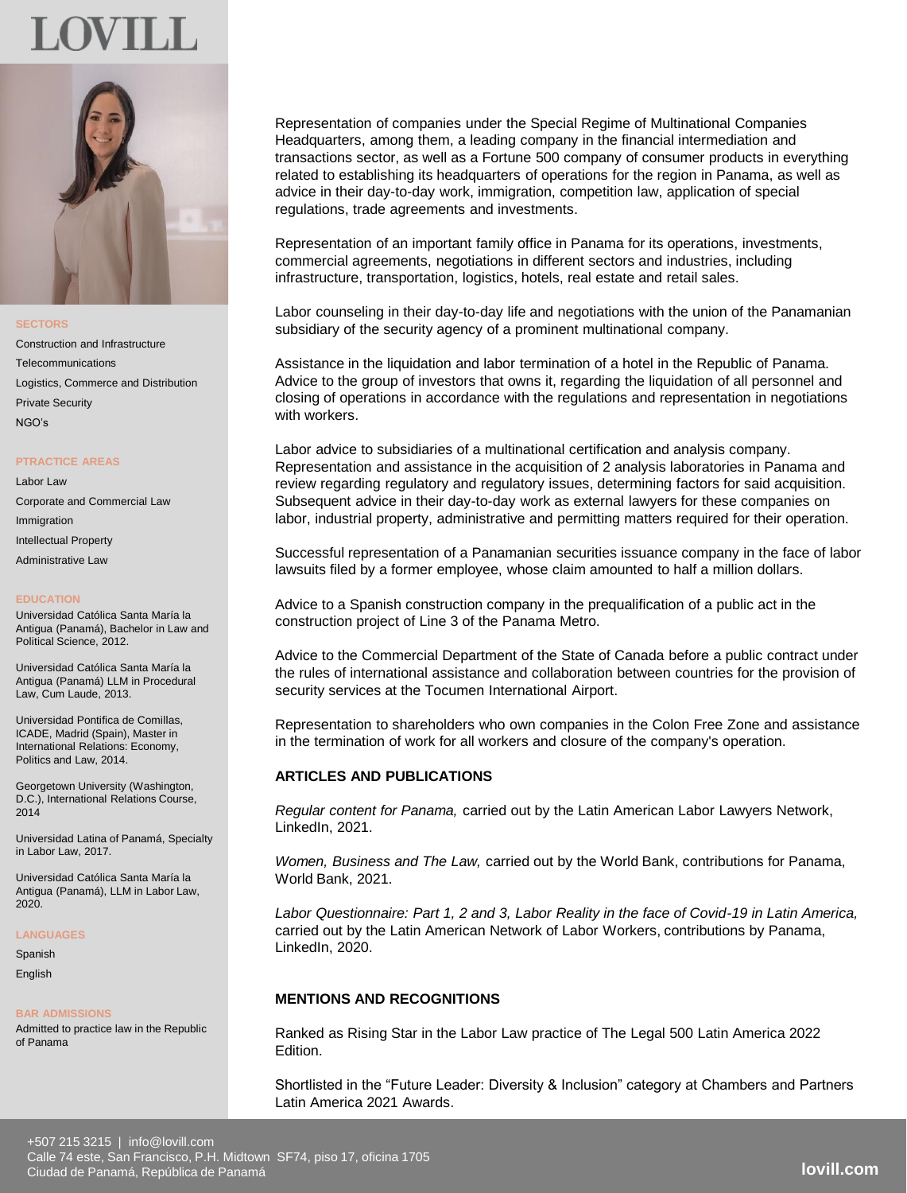# LOVILL

**SECTORS**

Construction and Infrastructure

Telecommunications

Logistics, Commerce and Distribution

Private Security

NGO's

**PTRACTICE AREAS**

Labor Law

Corporate and Commercial Law

Immigration

Intellectual Property

Administrative Law

**EDUCATION**

Universidad Católica Santa María la Antigua (Panamá), Bachelor in Law and Political Science, 2012.

Universidad Católica Santa María la Antigua (Panamá) LLM in Procedural Law, Cum Laude, 2013.

Universidad Pontifica de Comillas, ICADE, Madrid (Spain), Master in International Relations: Economy, Politics and Law, 2014.

Georgetown University (Washington, D.C.), International Relations Course, 2014

Universidad Latina of Panamá, Specialty in Labor Law, 2017.

Universidad Católica Santa María la Antigua (Panamá), LLM in Labor Law, 2020.

**LANGUAGES**

Spanish

English

**BAR ADMISSIONS**

Admitted to practice law in the Republic of Panama

Representation of companies under the Special Regime of Multinational Companies Headquarters, among them, a leading company in the financial intermediation and transactions sector, as well as a Fortune 500 company of consumer products in everything related to establishing its headquarters of operations for the region in Panama, as well as advice in their day-to-day work, immigration, competition law, application of special regulations, trade agreements and investments.

Representation of an important family office in Panama for its operations, investments, commercial agreements, negotiations in different sectors and industries, including infrastructure, transportation, logistics, hotels, real estate and retail sales.

Labor counseling in their day-to-day life and negotiations with the union of the Panamanian subsidiary of the security agency of a prominent multinational company.

Assistance in the liquidation and labor termination of a hotel in the Republic of Panama. Advice to the group of investors that owns it, regarding the liquidation of all personnel and closing of operations in accordance with the regulations and representation in negotiations with workers.

Labor advice to subsidiaries of a multinational certification and analysis company. Representation and assistance in the acquisition of 2 analysis laboratories in Panama and review regarding regulatory and regulatory issues, determining factors for said acquisition. Subsequent advice in their day-to-day work as external lawyers for these companies on labor, industrial property, administrative and permitting matters required for their operation.

Successful representation of a Panamanian securities issuance company in the face of labor lawsuits filed by a former employee, whose claim amounted to half a million dollars.

Advice to a Spanish construction company in the prequalification of a public act in the construction project of Line 3 of the Panama Metro.

Advice to the Commercial Department of the State of Canada before a public contract under the rules of international assistance and collaboration between countries for the provision of security services at the Tocumen International Airport.

Representation to shareholders who own companies in the Colon Free Zone and assistance in the termination of work for all workers and closure of the company's operation.

**ARTICLES AND PUBLICATIONS**

*Regular content for Panama,* carried out by the Latin American Labor Lawyers Network, LinkedIn, 2021.

*Women, Business and The Law,* carried out by the World Bank, contributions for Panama, World Bank, 2021.

*Labor Questionnaire: Part 1, 2 and 3, Labor Reality in the face of Covid-19 in Latin America,* carried out by the Latin American Network of Labor Workers, contributions by Panama, LinkedIn, 2020.

**MENTIONS AND RECOGNITIONS**

Ranked as Rising Star in the Labor Law practice of The Legal 500 Latin America 2022 Edition.

Shortlisted in the "Future Leader: Diversity & Inclusion" category at Chambers and Partners Latin America 2021 Awards.

+507 215 3215 | info@lovill.com
Calle 74 este, San Francisco, P.H. Midtown SF74, piso 17, oficina 1705
Ciudad de Panamá, República de Panamá

lovill.com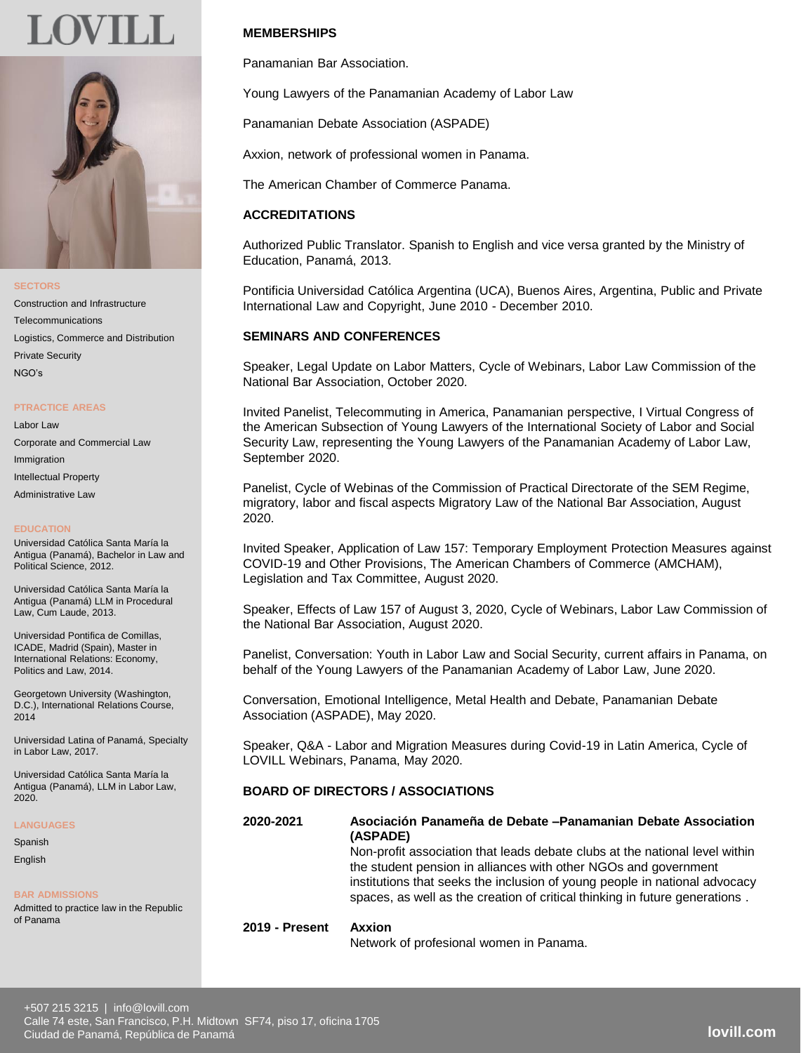LOVILL

**SECTORS**

Construction and Infrastructure

Telecommunications

Logistics, Commerce and Distribution

Private Security

NGO's

**PTRACTICE AREAS**

Labor Law

Corporate and Commercial Law

Immigration

Intellectual Property

Administrative Law

**EDUCATION**

Universidad Católica Santa María la Antigua (Panamá), Bachelor in Law and Political Science, 2012.

Universidad Católica Santa María la Antigua (Panamá) LLM in Procedural Law, Cum Laude, 2013.

Universidad Pontifica de Comillas, ICADE, Madrid (Spain), Master in International Relations: Economy, Politics and Law, 2014.

Georgetown University (Washington, D.C.), International Relations Course, 2014

Universidad Latina of Panamá, Specialty in Labor Law, 2017.

Universidad Católica Santa María la Antigua (Panamá), LLM in Labor Law, 2020.

**LANGUAGES**

Spanish

English

**BAR ADMISSIONS**

Admitted to practice law in the Republic of Panama

## MEMBERSHIPS

Panamanian Bar Association.

Young Lawyers of the Panamanian Academy of Labor Law

Panamanian Debate Association (ASPADE)

Axxion, network of professional women in Panama.

The American Chamber of Commerce Panama.

## ACCREDITATIONS

Authorized Public Translator. Spanish to English and vice versa granted by the Ministry of Education, Panamá, 2013.

Pontificia Universidad Católica Argentina (UCA), Buenos Aires, Argentina, Public and Private International Law and Copyright, June 2010 - December 2010.

## SEMINARS AND CONFERENCES

Speaker, Legal Update on Labor Matters, Cycle of Webinars, Labor Law Commission of the National Bar Association, October 2020.

Invited Panelist, Telecommuting in America, Panamanian perspective, I Virtual Congress of the American Subsection of Young Lawyers of the International Society of Labor and Social Security Law, representing the Young Lawyers of the Panamanian Academy of Labor Law, September 2020.

Panelist, Cycle of Webinas of the Commission of Practical Directorate of the SEM Regime, migratory, labor and fiscal aspects Migratory Law of the National Bar Association, August 2020.

Invited Speaker, Application of Law 157: Temporary Employment Protection Measures against COVID-19 and Other Provisions, The American Chambers of Commerce (AMCHAM), Legislation and Tax Committee, August 2020.

Speaker, Effects of Law 157 of August 3, 2020, Cycle of Webinars, Labor Law Commission of the National Bar Association, August 2020.

Panelist, Conversation: Youth in Labor Law and Social Security, current affairs in Panama, on behalf of the Young Lawyers of the Panamanian Academy of Labor Law, June 2020.

Conversation, Emotional Intelligence, Metal Health and Debate, Panamanian Debate Association (ASPADE), May 2020.

Speaker, Q&A - Labor and Migration Measures during Covid-19 in Latin America, Cycle of LOVILL Webinars, Panama, May 2020.

## BOARD OF DIRECTORS / ASSOCIATIONS

**2020-2021** **Asociación Panameña de Debate –Panamanian Debate Association (ASPADE)**
Non-profit association that leads debate clubs at the national level within the student pension in alliances with other NGOs and government institutions that seeks the inclusion of young people in national advocacy spaces, as well as the creation of critical thinking in future generations .

**2019 - Present** **Axxion**
Network of profesional women in Panama.

+507 215 3215 | info@lovill.com
Calle 74 este, San Francisco, P.H. Midtown SF74, piso 17, oficina 1705
Ciudad de Panamá, República de Panamá

**lovill.com**